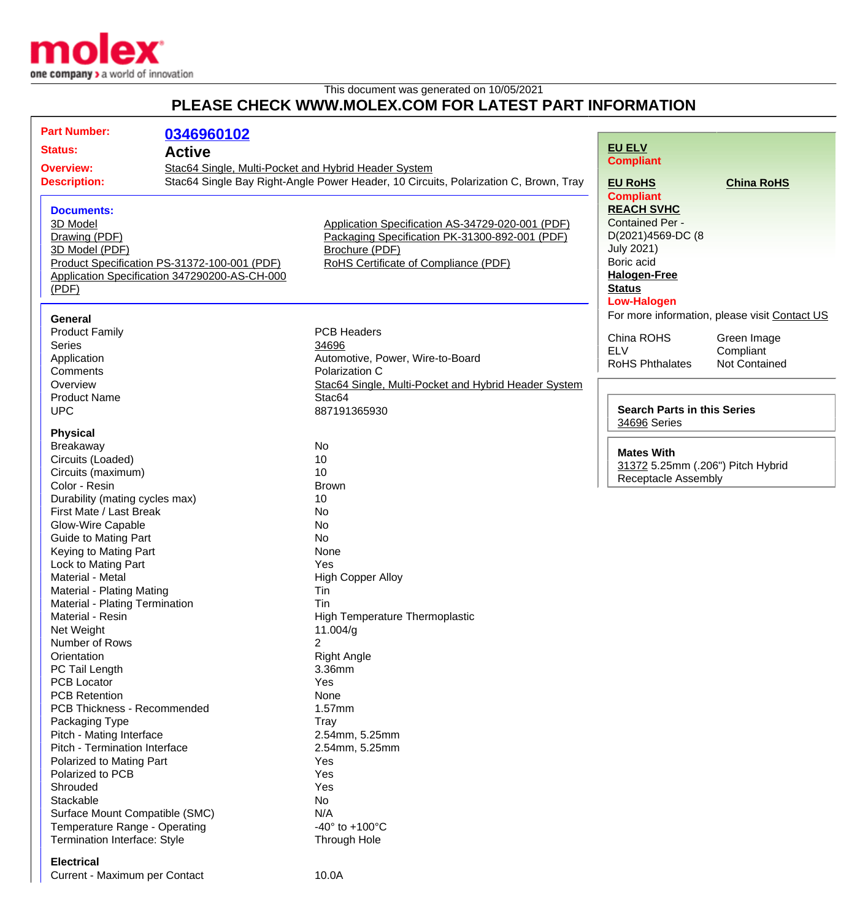This document was generated on 10/05/2021

# PLEASE CHECK WWW.MOLEX.COM FOR LATEST PART INFORMATION

**Part Number:** 0346960102

**Status:** Active

**Overview:** Stac64 Single, Multi-Pocket and Hybrid Header System

**Description:** Stac64 Single Bay Right-Angle Power Header, 10 Circuits, Polarization C, Brown, Tray

**Documents:**

- 3D Model
- Drawing (PDF)
- 3D Model (PDF)
- Product Specification PS-31372-100-001 (PDF)
- Application Specification 347290200-AS-CH-000 (PDF)
- Application Specification AS-34729-020-001 (PDF)
- Packaging Specification PK-31300-892-001 (PDF)
- Brochure (PDF)
- RoHS Certificate of Compliance (PDF)

**EU ELV**
Compliant

**EU RoHS**
Compliant

**China RoHS**

**REACH SVHC**
Contained Per - D(2021)4569-DC (8 July 2021)
Boric acid

**Halogen-Free Status**
Low-Halogen

For more information, please visit Contact US

| | |
|---|---|
| China ROHS | Green Image |
| ELV | Compliant |
| RoHS Phthalates | Not Contained |

**Search Parts in this Series**
34696 Series

**Mates With**
31372 5.25mm (.206") Pitch Hybrid Receptacle Assembly

### General

| | |
|---|---|
| Product Family | PCB Headers |
| Series | 34696 |
| Application | Automotive, Power, Wire-to-Board |
| Comments | Polarization C |
| Overview | Stac64 Single, Multi-Pocket and Hybrid Header System |
| Product Name | Stac64 |
| UPC | 887191365930 |

### Physical

| | |
|---|---|
| Breakaway | No |
| Circuits (Loaded) | 10 |
| Circuits (maximum) | 10 |
| Color - Resin | Brown |
| Durability (mating cycles max) | 10 |
| First Mate / Last Break | No |
| Glow-Wire Capable | No |
| Guide to Mating Part | No |
| Keying to Mating Part | None |
| Lock to Mating Part | Yes |
| Material - Metal | High Copper Alloy |
| Material - Plating Mating | Tin |
| Material - Plating Termination | Tin |
| Material - Resin | High Temperature Thermoplastic |
| Net Weight | 11.004/g |
| Number of Rows | 2 |
| Orientation | Right Angle |
| PC Tail Length | 3.36mm |
| PCB Locator | Yes |
| PCB Retention | None |
| PCB Thickness - Recommended | 1.57mm |
| Packaging Type | Tray |
| Pitch - Mating Interface | 2.54mm, 5.25mm |
| Pitch - Termination Interface | 2.54mm, 5.25mm |
| Polarized to Mating Part | Yes |
| Polarized to PCB | Yes |
| Shrouded | Yes |
| Stackable | No |
| Surface Mount Compatible (SMC) | N/A |
| Temperature Range - Operating | -40° to +100°C |
| Termination Interface: Style | Through Hole |

### Electrical

| | |
|---|---|
| Current - Maximum per Contact | 10.0A |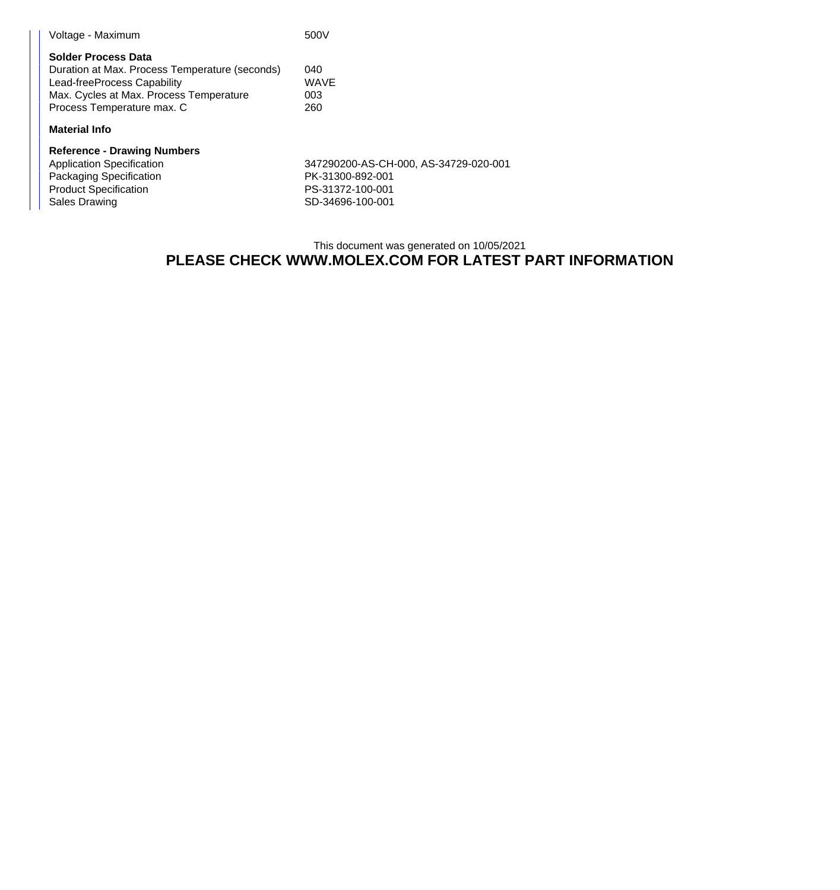| | |
|---|---|
| Voltage - Maximum | 500V |

**Solder Process Data**

| | |
|---|---|
| Duration at Max. Process Temperature (seconds) | 040 |
| Lead-freeProcess Capability | WAVE |
| Max. Cycles at Max. Process Temperature | 003 |
| Process Temperature max. C | 260 |

**Material Info**

**Reference - Drawing Numbers**

| | |
|---|---|
| Application Specification | 347290200-AS-CH-000, AS-34729-020-001 |
| Packaging Specification | PK-31300-892-001 |
| Product Specification | PS-31372-100-001 |
| Sales Drawing | SD-34696-100-001 |

This document was generated on 10/05/2021

**PLEASE CHECK WWW.MOLEX.COM FOR LATEST PART INFORMATION**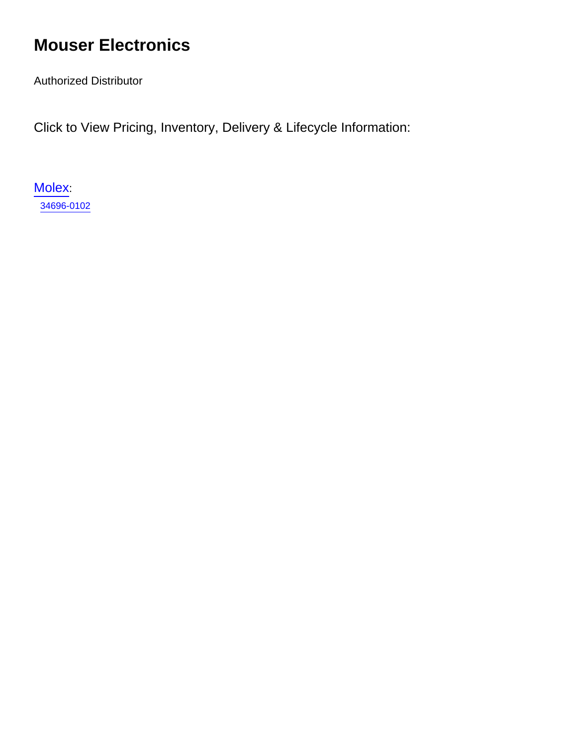# Mouser Electronics

Authorized Distributor

Click to View Pricing, Inventory, Delivery & Lifecycle Information:

Molex:

34696-0102